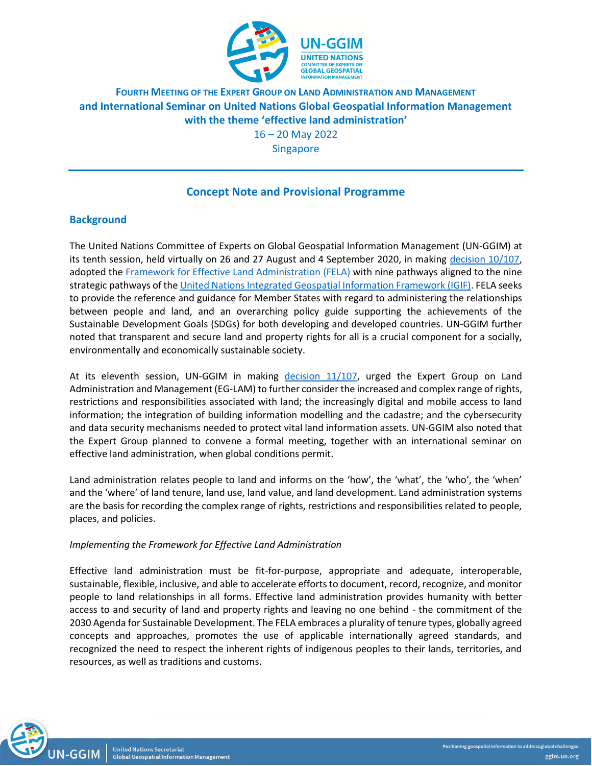**Fourth Meeting of the Expert Group on Land Administration and Management**
**and International Seminar on United Nations Global Geospatial Information Management**
**with the theme 'effective land administration'**

16 – 20 May 2022
Singapore

## Concept Note and Provisional Programme

### Background

The United Nations Committee of Experts on Global Geospatial Information Management (UN-GGIM) at its tenth session, held virtually on 26 and 27 August and 4 September 2020, in making decision 10/107, adopted the Framework for Effective Land Administration (FELA) with nine pathways aligned to the nine strategic pathways of the United Nations Integrated Geospatial Information Framework (IGIF). FELA seeks to provide the reference and guidance for Member States with regard to administering the relationships between people and land, and an overarching policy guide supporting the achievements of the Sustainable Development Goals (SDGs) for both developing and developed countries. UN-GGIM further noted that transparent and secure land and property rights for all is a crucial component for a socially, environmentally and economically sustainable society.

At its eleventh session, UN-GGIM in making decision 11/107, urged the Expert Group on Land Administration and Management (EG-LAM) to further consider the increased and complex range of rights, restrictions and responsibilities associated with land; the increasingly digital and mobile access to land information; the integration of building information modelling and the cadastre; and the cybersecurity and data security mechanisms needed to protect vital land information assets. UN-GGIM also noted that the Expert Group planned to convene a formal meeting, together with an international seminar on effective land administration, when global conditions permit.

Land administration relates people to land and informs on the 'how', the 'what', the 'who', the 'when' and the 'where' of land tenure, land use, land value, and land development. Land administration systems are the basis for recording the complex range of rights, restrictions and responsibilities related to people, places, and policies.

*Implementing the Framework for Effective Land Administration*

Effective land administration must be fit-for-purpose, appropriate and adequate, interoperable, sustainable, flexible, inclusive, and able to accelerate efforts to document, record, recognize, and monitor people to land relationships in all forms. Effective land administration provides humanity with better access to and security of land and property rights and leaving no one behind - the commitment of the 2030 Agenda for Sustainable Development. The FELA embraces a plurality of tenure types, globally agreed concepts and approaches, promotes the use of applicable internationally agreed standards, and recognized the need to respect the inherent rights of indigenous peoples to their lands, territories, and resources, as well as traditions and customs.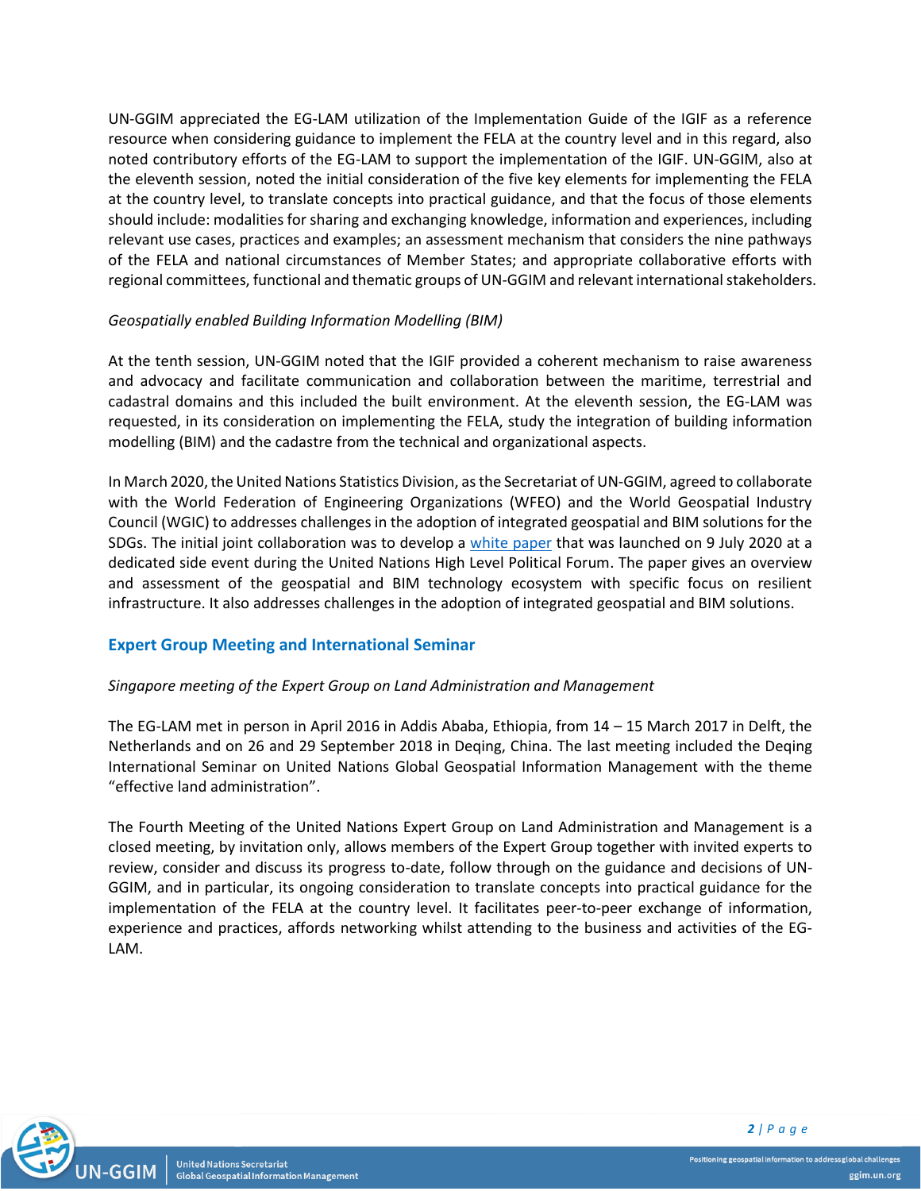UN-GGIM appreciated the EG-LAM utilization of the Implementation Guide of the IGIF as a reference resource when considering guidance to implement the FELA at the country level and in this regard, also noted contributory efforts of the EG-LAM to support the implementation of the IGIF. UN-GGIM, also at the eleventh session, noted the initial consideration of the five key elements for implementing the FELA at the country level, to translate concepts into practical guidance, and that the focus of those elements should include: modalities for sharing and exchanging knowledge, information and experiences, including relevant use cases, practices and examples; an assessment mechanism that considers the nine pathways of the FELA and national circumstances of Member States; and appropriate collaborative efforts with regional committees, functional and thematic groups of UN-GGIM and relevant international stakeholders.

*Geospatially enabled Building Information Modelling (BIM)*

At the tenth session, UN-GGIM noted that the IGIF provided a coherent mechanism to raise awareness and advocacy and facilitate communication and collaboration between the maritime, terrestrial and cadastral domains and this included the built environment. At the eleventh session, the EG-LAM was requested, in its consideration on implementing the FELA, study the integration of building information modelling (BIM) and the cadastre from the technical and organizational aspects.

In March 2020, the United Nations Statistics Division, as the Secretariat of UN-GGIM, agreed to collaborate with the World Federation of Engineering Organizations (WFEO) and the World Geospatial Industry Council (WGIC) to addresses challenges in the adoption of integrated geospatial and BIM solutions for the SDGs. The initial joint collaboration was to develop a white paper that was launched on 9 July 2020 at a dedicated side event during the United Nations High Level Political Forum. The paper gives an overview and assessment of the geospatial and BIM technology ecosystem with specific focus on resilient infrastructure. It also addresses challenges in the adoption of integrated geospatial and BIM solutions.

## Expert Group Meeting and International Seminar

*Singapore meeting of the Expert Group on Land Administration and Management*

The EG-LAM met in person in April 2016 in Addis Ababa, Ethiopia, from 14 – 15 March 2017 in Delft, the Netherlands and on 26 and 29 September 2018 in Deqing, China. The last meeting included the Deqing International Seminar on United Nations Global Geospatial Information Management with the theme "effective land administration".

The Fourth Meeting of the United Nations Expert Group on Land Administration and Management is a closed meeting, by invitation only, allows members of the Expert Group together with invited experts to review, consider and discuss its progress to-date, follow through on the guidance and decisions of UN-GGIM, and in particular, its ongoing consideration to translate concepts into practical guidance for the implementation of the FELA at the country level. It facilitates peer-to-peer exchange of information, experience and practices, affords networking whilst attending to the business and activities of the EG-LAM.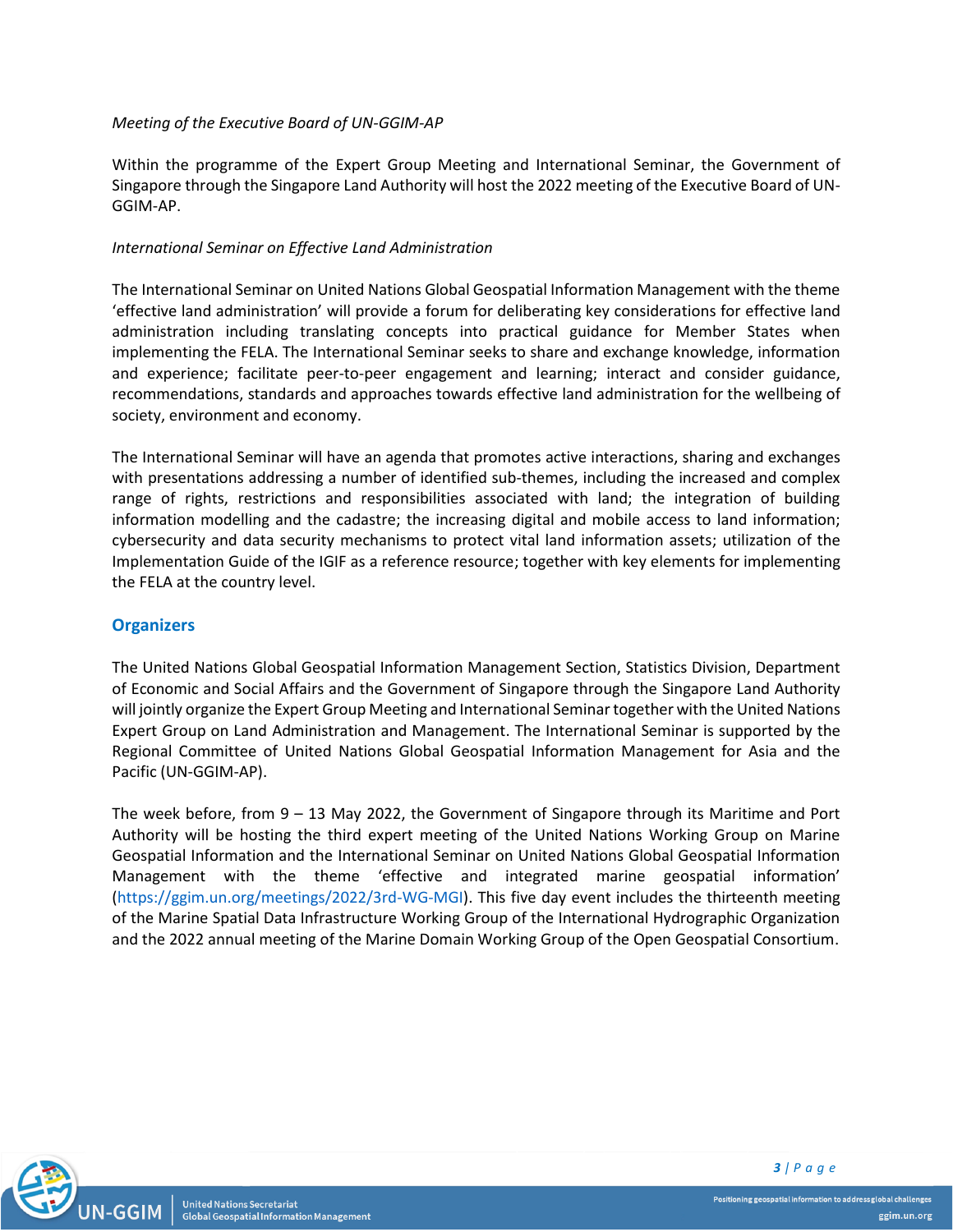*Meeting of the Executive Board of UN-GGIM-AP*

Within the programme of the Expert Group Meeting and International Seminar, the Government of Singapore through the Singapore Land Authority will host the 2022 meeting of the Executive Board of UN-GGIM-AP.

*International Seminar on Effective Land Administration*

The International Seminar on United Nations Global Geospatial Information Management with the theme 'effective land administration' will provide a forum for deliberating key considerations for effective land administration including translating concepts into practical guidance for Member States when implementing the FELA. The International Seminar seeks to share and exchange knowledge, information and experience; facilitate peer-to-peer engagement and learning; interact and consider guidance, recommendations, standards and approaches towards effective land administration for the wellbeing of society, environment and economy.

The International Seminar will have an agenda that promotes active interactions, sharing and exchanges with presentations addressing a number of identified sub-themes, including the increased and complex range of rights, restrictions and responsibilities associated with land; the integration of building information modelling and the cadastre; the increasing digital and mobile access to land information; cybersecurity and data security mechanisms to protect vital land information assets; utilization of the Implementation Guide of the IGIF as a reference resource; together with key elements for implementing the FELA at the country level.

## Organizers

The United Nations Global Geospatial Information Management Section, Statistics Division, Department of Economic and Social Affairs and the Government of Singapore through the Singapore Land Authority will jointly organize the Expert Group Meeting and International Seminar together with the United Nations Expert Group on Land Administration and Management. The International Seminar is supported by the Regional Committee of United Nations Global Geospatial Information Management for Asia and the Pacific (UN-GGIM-AP).

The week before, from 9 – 13 May 2022, the Government of Singapore through its Maritime and Port Authority will be hosting the third expert meeting of the United Nations Working Group on Marine Geospatial Information and the International Seminar on United Nations Global Geospatial Information Management with the theme 'effective and integrated marine geospatial information' (https://ggim.un.org/meetings/2022/3rd-WG-MGI). This five day event includes the thirteenth meeting of the Marine Spatial Data Infrastructure Working Group of the International Hydrographic Organization and the 2022 annual meeting of the Marine Domain Working Group of the Open Geospatial Consortium.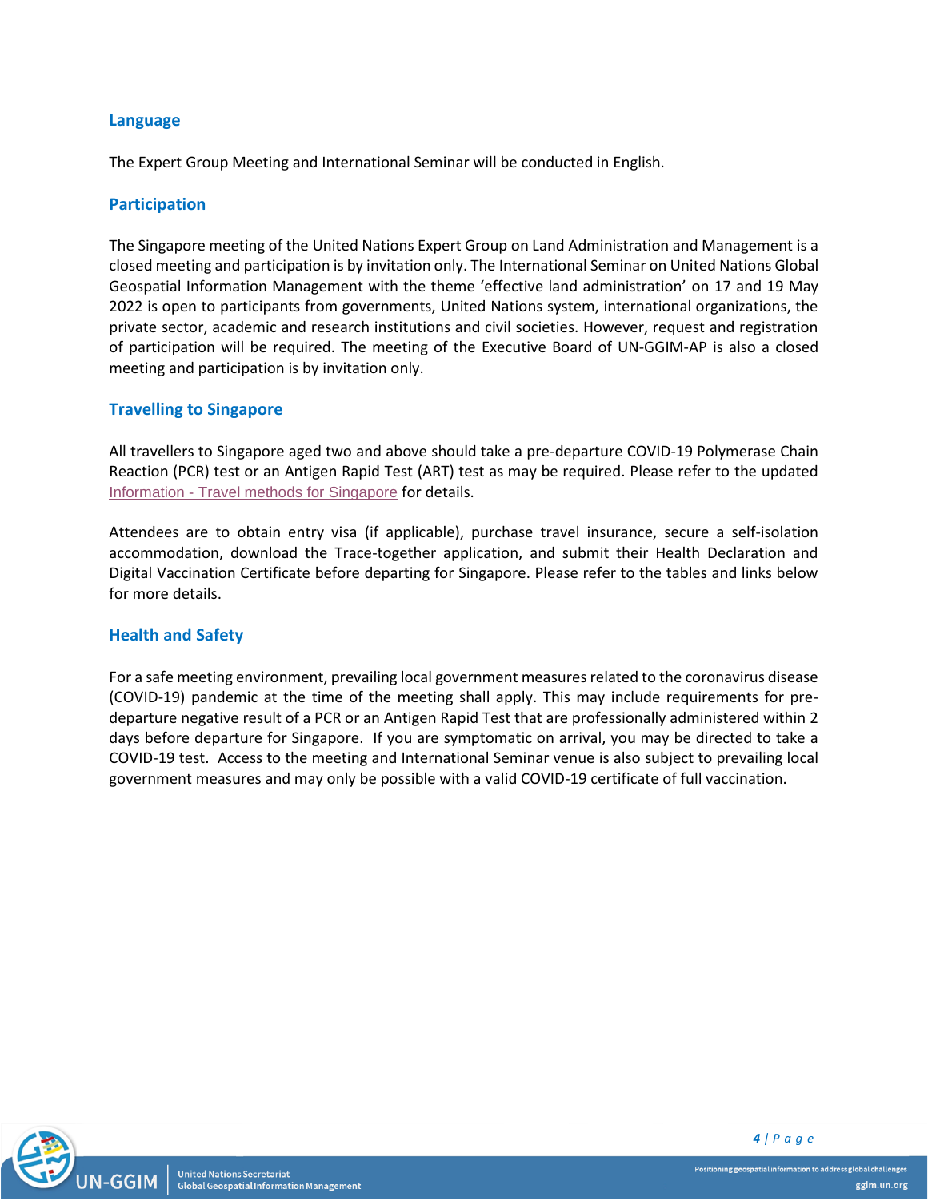## Language

The Expert Group Meeting and International Seminar will be conducted in English.

## Participation

The Singapore meeting of the United Nations Expert Group on Land Administration and Management is a closed meeting and participation is by invitation only. The International Seminar on United Nations Global Geospatial Information Management with the theme 'effective land administration' on 17 and 19 May 2022 is open to participants from governments, United Nations system, international organizations, the private sector, academic and research institutions and civil societies. However, request and registration of participation will be required. The meeting of the Executive Board of UN-GGIM-AP is also a closed meeting and participation is by invitation only.

## Travelling to Singapore

All travellers to Singapore aged two and above should take a pre-departure COVID-19 Polymerase Chain Reaction (PCR) test or an Antigen Rapid Test (ART) test as may be required. Please refer to the updated Information - Travel methods for Singapore for details.

Attendees are to obtain entry visa (if applicable), purchase travel insurance, secure a self-isolation accommodation, download the Trace-together application, and submit their Health Declaration and Digital Vaccination Certificate before departing for Singapore. Please refer to the tables and links below for more details.

## Health and Safety

For a safe meeting environment, prevailing local government measures related to the coronavirus disease (COVID-19) pandemic at the time of the meeting shall apply. This may include requirements for pre-departure negative result of a PCR or an Antigen Rapid Test that are professionally administered within 2 days before departure for Singapore. If you are symptomatic on arrival, you may be directed to take a COVID-19 test. Access to the meeting and International Seminar venue is also subject to prevailing local government measures and may only be possible with a valid COVID-19 certificate of full vaccination.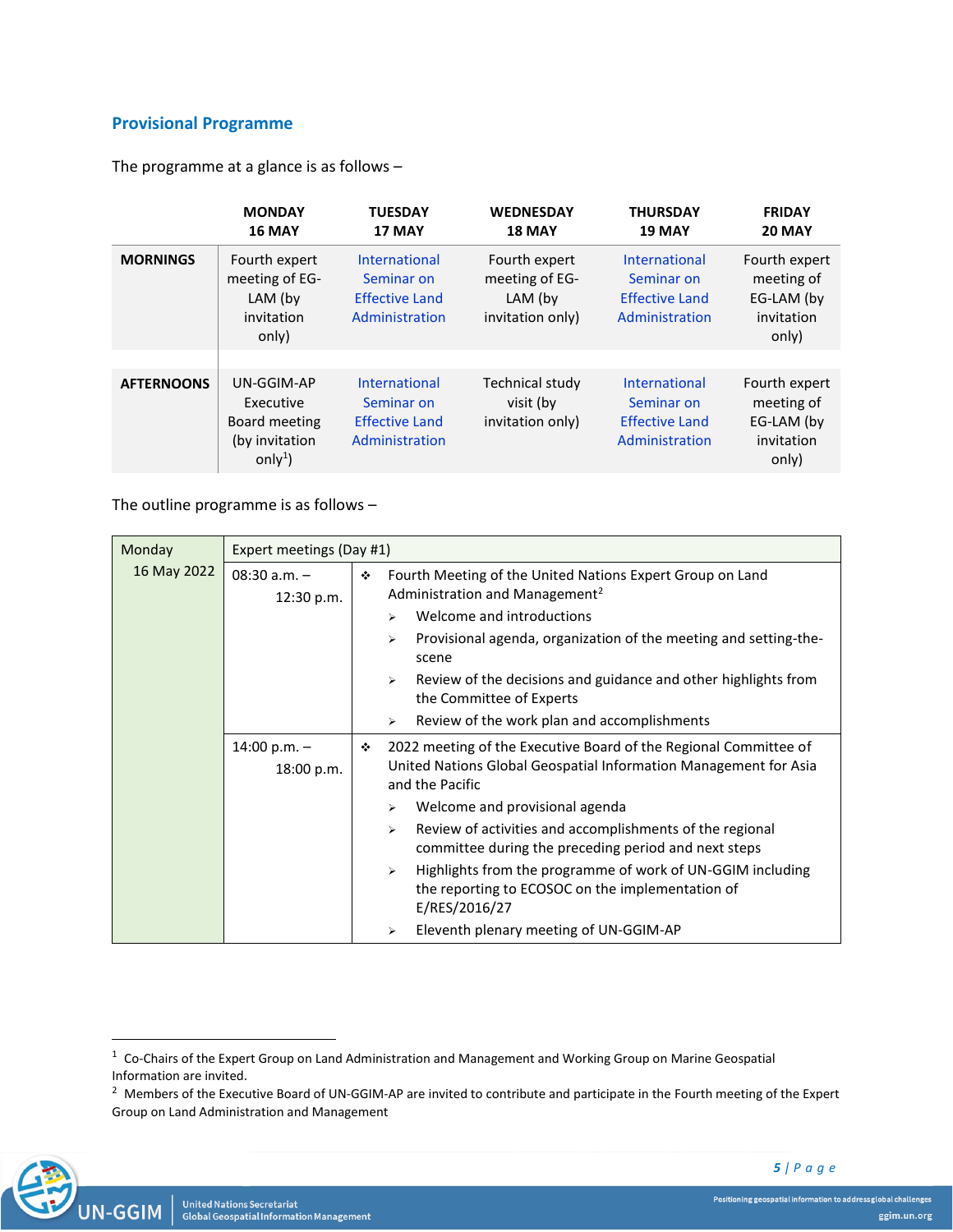## Provisional Programme

The programme at a glance is as follows –

| | MONDAY 16 MAY | TUESDAY 17 MAY | WEDNESDAY 18 MAY | THURSDAY 19 MAY | FRIDAY 20 MAY |
|---|---|---|---|---|---|
| **MORNINGS** | Fourth expert meeting of EG-LAM (by invitation only) | International Seminar on Effective Land Administration | Fourth expert meeting of EG-LAM (by invitation only) | International Seminar on Effective Land Administration | Fourth expert meeting of EG-LAM (by invitation only) |
| **AFTERNOONS** | UN-GGIM-AP Executive Board meeting (by invitation only[1]) | International Seminar on Effective Land Administration | Technical study visit (by invitation only) | International Seminar on Effective Land Administration | Fourth expert meeting of EG-LAM (by invitation only) |

The outline programme is as follows –

| Monday 16 May 2022 | Expert meetings (Day #1) | |
|---|---|---|
| | 08:30 a.m. – 12:30 p.m. | ❖ Fourth Meeting of the United Nations Expert Group on Land Administration and Management[2]<br>➢ Welcome and introductions<br>➢ Provisional agenda, organization of the meeting and setting-the-scene<br>➢ Review of the decisions and guidance and other highlights from the Committee of Experts<br>➢ Review of the work plan and accomplishments |
| | 14:00 p.m. – 18:00 p.m. | ❖ 2022 meeting of the Executive Board of the Regional Committee of United Nations Global Geospatial Information Management for Asia and the Pacific<br>➢ Welcome and provisional agenda<br>➢ Review of activities and accomplishments of the regional committee during the preceding period and next steps<br>➢ Highlights from the programme of work of UN-GGIM including the reporting to ECOSOC on the implementation of E/RES/2016/27<br>➢ Eleventh plenary meeting of UN-GGIM-AP |

---

[1] Co-Chairs of the Expert Group on Land Administration and Management and Working Group on Marine Geospatial Information are invited.

[2] Members of the Executive Board of UN-GGIM-AP are invited to contribute and participate in the Fourth meeting of the Expert Group on Land Administration and Management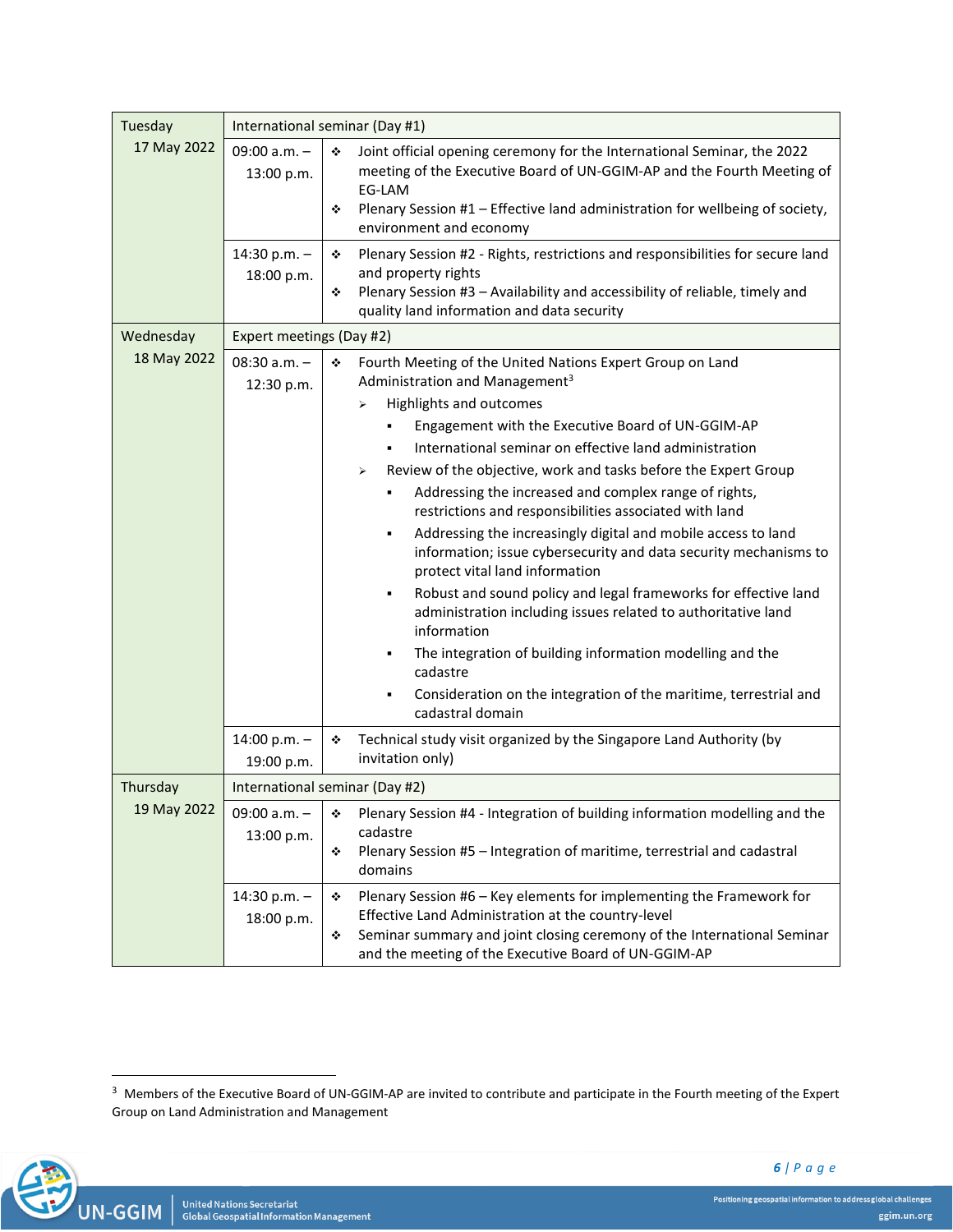| Day | Time | Programme |
|---|---|---|
| Tuesday 17 May 2022 | International seminar (Day #1) | |
| | 09:00 a.m. – 13:00 p.m. | ❖ Joint official opening ceremony for the International Seminar, the 2022 meeting of the Executive Board of UN-GGIM-AP and the Fourth Meeting of EG-LAM<br>❖ Plenary Session #1 – Effective land administration for wellbeing of society, environment and economy |
| | 14:30 p.m. – 18:00 p.m. | ❖ Plenary Session #2 - Rights, restrictions and responsibilities for secure land and property rights<br>❖ Plenary Session #3 – Availability and accessibility of reliable, timely and quality land information and data security |
| Wednesday 18 May 2022 | Expert meetings (Day #2) | |
| | 08:30 a.m. – 12:30 p.m. | ❖ Fourth Meeting of the United Nations Expert Group on Land Administration and Management[3]<br>➢ Highlights and outcomes<br>▪ Engagement with the Executive Board of UN-GGIM-AP<br>▪ International seminar on effective land administration<br>➢ Review of the objective, work and tasks before the Expert Group<br>▪ Addressing the increased and complex range of rights, restrictions and responsibilities associated with land<br>▪ Addressing the increasingly digital and mobile access to land information; issue cybersecurity and data security mechanisms to protect vital land information<br>▪ Robust and sound policy and legal frameworks for effective land administration including issues related to authoritative land information<br>▪ The integration of building information modelling and the cadastre<br>▪ Consideration on the integration of the maritime, terrestrial and cadastral domain |
| | 14:00 p.m. – 19:00 p.m. | ❖ Technical study visit organized by the Singapore Land Authority (by invitation only) |
| Thursday 19 May 2022 | International seminar (Day #2) | |
| | 09:00 a.m. – 13:00 p.m. | ❖ Plenary Session #4 - Integration of building information modelling and the cadastre<br>❖ Plenary Session #5 – Integration of maritime, terrestrial and cadastral domains |
| | 14:30 p.m. – 18:00 p.m. | ❖ Plenary Session #6 – Key elements for implementing the Framework for Effective Land Administration at the country-level<br>❖ Seminar summary and joint closing ceremony of the International Seminar and the meeting of the Executive Board of UN-GGIM-AP |

[3] Members of the Executive Board of UN-GGIM-AP are invited to contribute and participate in the Fourth meeting of the Expert Group on Land Administration and Management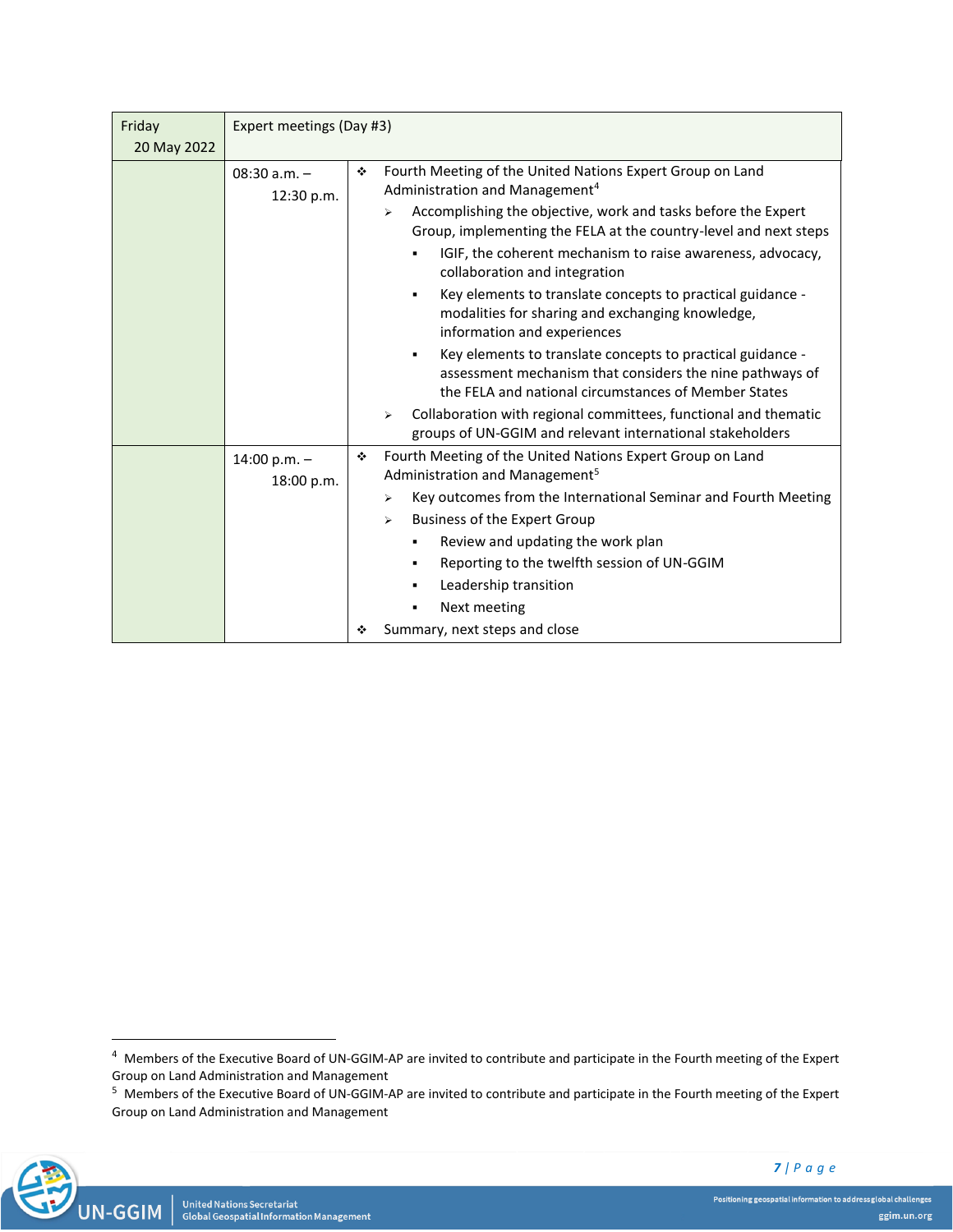| Friday 20 May 2022 | Expert meetings (Day #3) | |
|---|---|---|
| | 08:30 a.m. – 12:30 p.m. | ❖ Fourth Meeting of the United Nations Expert Group on Land Administration and Management[4]<br>➢ Accomplishing the objective, work and tasks before the Expert Group, implementing the FELA at the country-level and next steps<br>▪ IGIF, the coherent mechanism to raise awareness, advocacy, collaboration and integration<br>▪ Key elements to translate concepts to practical guidance - modalities for sharing and exchanging knowledge, information and experiences<br>▪ Key elements to translate concepts to practical guidance - assessment mechanism that considers the nine pathways of the FELA and national circumstances of Member States<br>➢ Collaboration with regional committees, functional and thematic groups of UN-GGIM and relevant international stakeholders |
| | 14:00 p.m. – 18:00 p.m. | ❖ Fourth Meeting of the United Nations Expert Group on Land Administration and Management[5]<br>➢ Key outcomes from the International Seminar and Fourth Meeting<br>➢ Business of the Expert Group<br>▪ Review and updating the work plan<br>▪ Reporting to the twelfth session of UN-GGIM<br>▪ Leadership transition<br>▪ Next meeting<br>❖ Summary, next steps and close |

[4] Members of the Executive Board of UN-GGIM-AP are invited to contribute and participate in the Fourth meeting of the Expert Group on Land Administration and Management

[5] Members of the Executive Board of UN-GGIM-AP are invited to contribute and participate in the Fourth meeting of the Expert Group on Land Administration and Management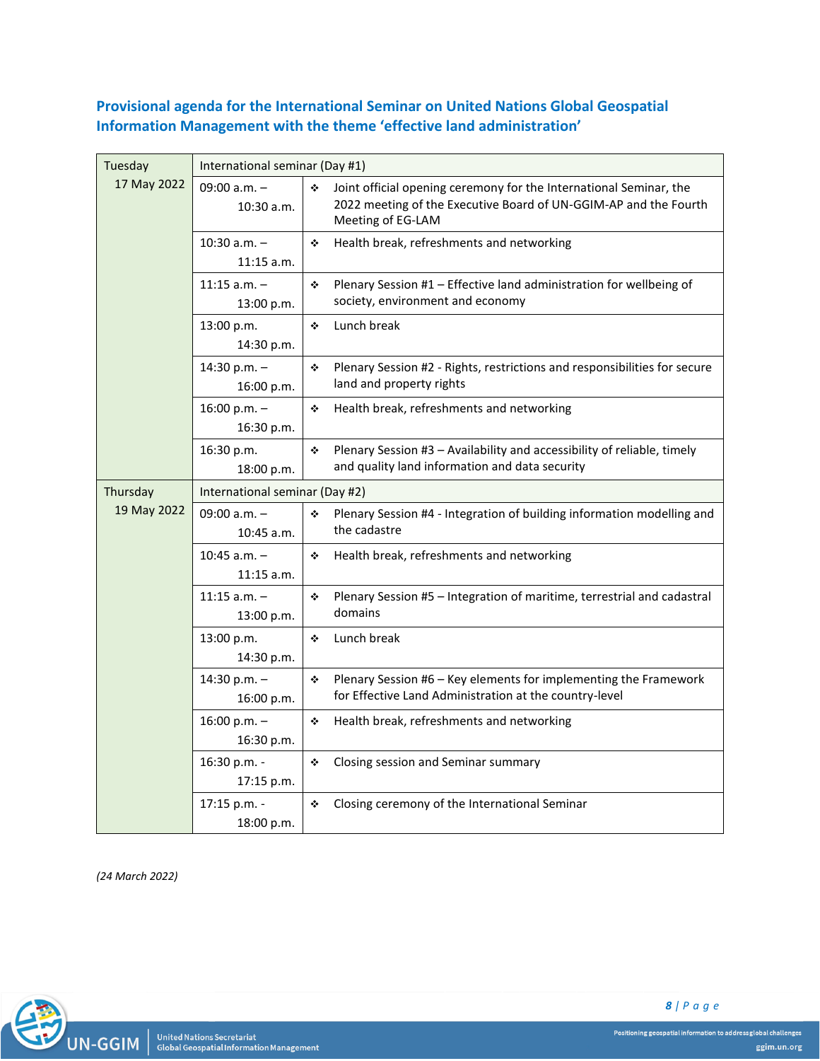## Provisional agenda for the International Seminar on United Nations Global Geospatial Information Management with the theme 'effective land administration'

| | | |
|---|---|---|
| Tuesday 17 May 2022 | International seminar (Day #1) | |
| | 09:00 a.m. – 10:30 a.m. | ❖ Joint official opening ceremony for the International Seminar, the 2022 meeting of the Executive Board of UN-GGIM-AP and the Fourth Meeting of EG-LAM |
| | 10:30 a.m. – 11:15 a.m. | ❖ Health break, refreshments and networking |
| | 11:15 a.m. – 13:00 p.m. | ❖ Plenary Session #1 – Effective land administration for wellbeing of society, environment and economy |
| | 13:00 p.m. 14:30 p.m. | ❖ Lunch break |
| | 14:30 p.m. – 16:00 p.m. | ❖ Plenary Session #2 - Rights, restrictions and responsibilities for secure land and property rights |
| | 16:00 p.m. – 16:30 p.m. | ❖ Health break, refreshments and networking |
| | 16:30 p.m. 18:00 p.m. | ❖ Plenary Session #3 – Availability and accessibility of reliable, timely and quality land information and data security |
| Thursday 19 May 2022 | International seminar (Day #2) | |
| | 09:00 a.m. – 10:45 a.m. | ❖ Plenary Session #4 - Integration of building information modelling and the cadastre |
| | 10:45 a.m. – 11:15 a.m. | ❖ Health break, refreshments and networking |
| | 11:15 a.m. – 13:00 p.m. | ❖ Plenary Session #5 – Integration of maritime, terrestrial and cadastral domains |
| | 13:00 p.m. 14:30 p.m. | ❖ Lunch break |
| | 14:30 p.m. – 16:00 p.m. | ❖ Plenary Session #6 – Key elements for implementing the Framework for Effective Land Administration at the country-level |
| | 16:00 p.m. – 16:30 p.m. | ❖ Health break, refreshments and networking |
| | 16:30 p.m. - 17:15 p.m. | ❖ Closing session and Seminar summary |
| | 17:15 p.m. - 18:00 p.m. | ❖ Closing ceremony of the International Seminar |

*(24 March 2022)*